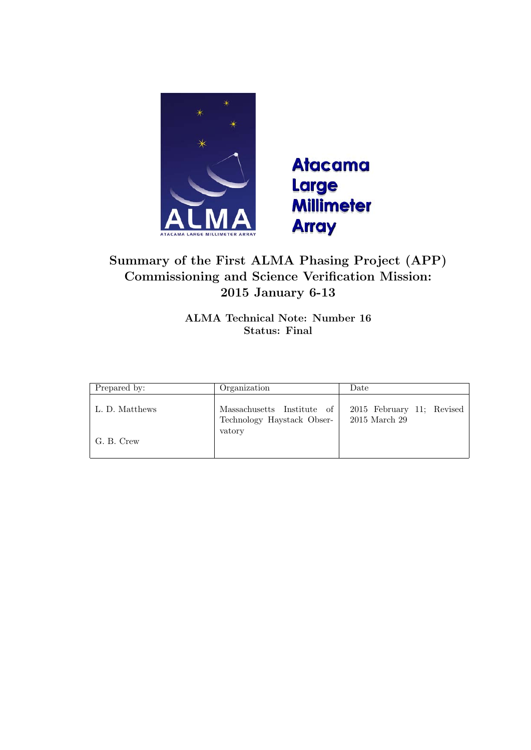**Atacama Large Millimeter Array**

# Summary of the First ALMA Phasing Project (APP) Commissioning and Science Verification Mission: 2015 January 6-13

**ALMA Technical Note: Number 16**
**Status: Final**

| Prepared by: | Organization | Date |
|---|---|---|
| L. D. Matthews<br><br>G. B. Crew | Massachusetts Institute of Technology Haystack Observatory | 2015 February 11; Revised 2015 March 29 |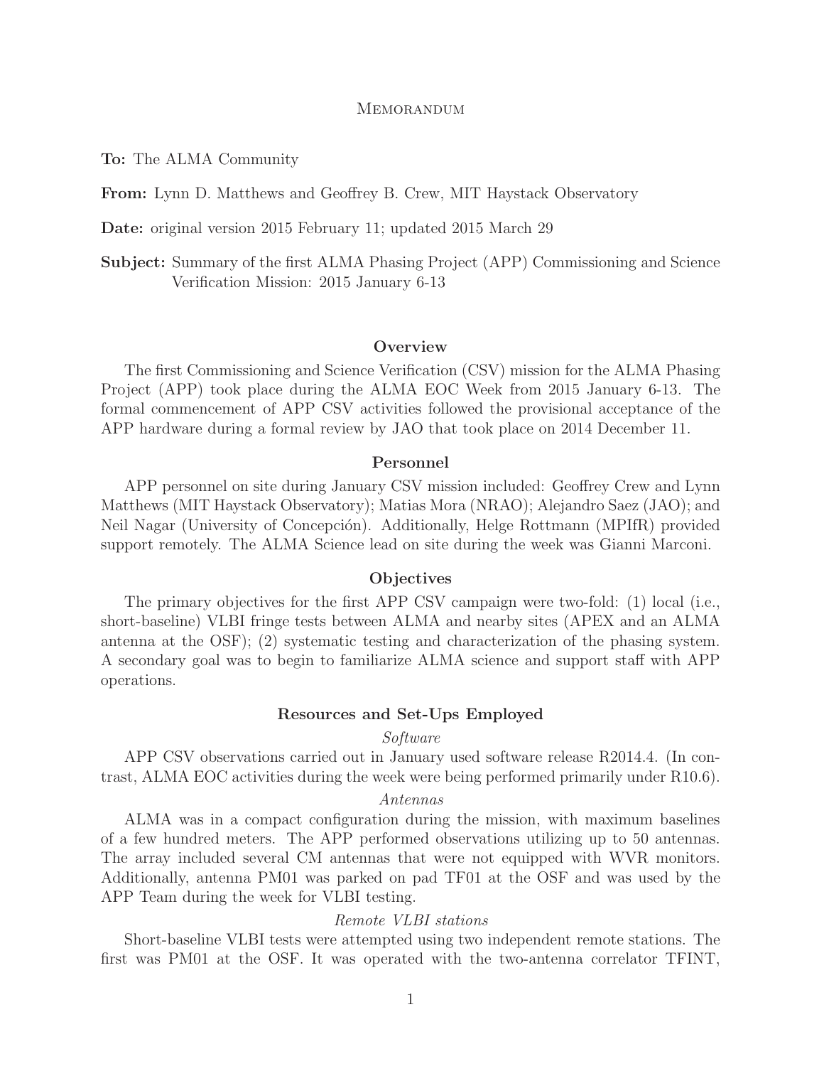# Memorandum

**To:** The ALMA Community

**From:** Lynn D. Matthews and Geoffrey B. Crew, MIT Haystack Observatory

**Date:** original version 2015 February 11; updated 2015 March 29

**Subject:** Summary of the first ALMA Phasing Project (APP) Commissioning and Science Verification Mission: 2015 January 6-13

## Overview

The first Commissioning and Science Verification (CSV) mission for the ALMA Phasing Project (APP) took place during the ALMA EOC Week from 2015 January 6-13. The formal commencement of APP CSV activities followed the provisional acceptance of the APP hardware during a formal review by JAO that took place on 2014 December 11.

## Personnel

APP personnel on site during January CSV mission included: Geoffrey Crew and Lynn Matthews (MIT Haystack Observatory); Matias Mora (NRAO); Alejandro Saez (JAO); and Neil Nagar (University of Concepción). Additionally, Helge Rottmann (MPIfR) provided support remotely. The ALMA Science lead on site during the week was Gianni Marconi.

## Objectives

The primary objectives for the first APP CSV campaign were two-fold: (1) local (i.e., short-baseline) VLBI fringe tests between ALMA and nearby sites (APEX and an ALMA antenna at the OSF); (2) systematic testing and characterization of the phasing system. A secondary goal was to begin to familiarize ALMA science and support staff with APP operations.

## Resources and Set-Ups Employed

### *Software*

APP CSV observations carried out in January used software release R2014.4. (In contrast, ALMA EOC activities during the week were being performed primarily under R10.6).

### *Antennas*

ALMA was in a compact configuration during the mission, with maximum baselines of a few hundred meters. The APP performed observations utilizing up to 50 antennas. The array included several CM antennas that were not equipped with WVR monitors. Additionally, antenna PM01 was parked on pad TF01 at the OSF and was used by the APP Team during the week for VLBI testing.

### *Remote VLBI stations*

Short-baseline VLBI tests were attempted using two independent remote stations. The first was PM01 at the OSF. It was operated with the two-antenna correlator TFINT,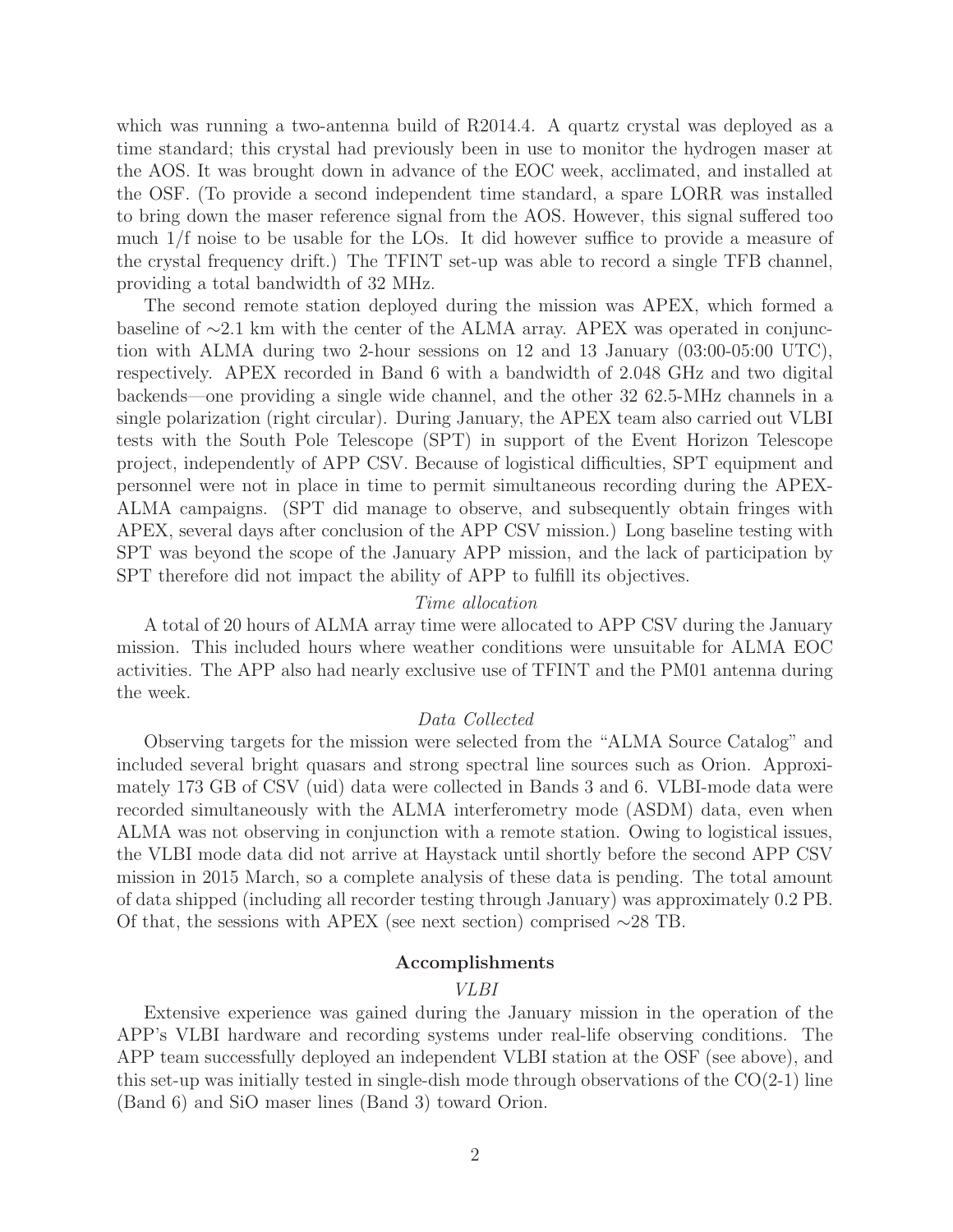which was running a two-antenna build of R2014.4. A quartz crystal was deployed as a time standard; this crystal had previously been in use to monitor the hydrogen maser at the AOS. It was brought down in advance of the EOC week, acclimated, and installed at the OSF. (To provide a second independent time standard, a spare LORR was installed to bring down the maser reference signal from the AOS. However, this signal suffered too much 1/f noise to be usable for the LOs. It did however suffice to provide a measure of the crystal frequency drift.) The TFINT set-up was able to record a single TFB channel, providing a total bandwidth of 32 MHz.

The second remote station deployed during the mission was APEX, which formed a baseline of ∼2.1 km with the center of the ALMA array. APEX was operated in conjunction with ALMA during two 2-hour sessions on 12 and 13 January (03:00-05:00 UTC), respectively. APEX recorded in Band 6 with a bandwidth of 2.048 GHz and two digital backends—one providing a single wide channel, and the other 32 62.5-MHz channels in a single polarization (right circular). During January, the APEX team also carried out VLBI tests with the South Pole Telescope (SPT) in support of the Event Horizon Telescope project, independently of APP CSV. Because of logistical difficulties, SPT equipment and personnel were not in place in time to permit simultaneous recording during the APEX-ALMA campaigns. (SPT did manage to observe, and subsequently obtain fringes with APEX, several days after conclusion of the APP CSV mission.) Long baseline testing with SPT was beyond the scope of the January APP mission, and the lack of participation by SPT therefore did not impact the ability of APP to fulfill its objectives.

*Time allocation*

A total of 20 hours of ALMA array time were allocated to APP CSV during the January mission. This included hours where weather conditions were unsuitable for ALMA EOC activities. The APP also had nearly exclusive use of TFINT and the PM01 antenna during the week.

*Data Collected*

Observing targets for the mission were selected from the "ALMA Source Catalog" and included several bright quasars and strong spectral line sources such as Orion. Approximately 173 GB of CSV (uid) data were collected in Bands 3 and 6. VLBI-mode data were recorded simultaneously with the ALMA interferometry mode (ASDM) data, even when ALMA was not observing in conjunction with a remote station. Owing to logistical issues, the VLBI mode data did not arrive at Haystack until shortly before the second APP CSV mission in 2015 March, so a complete analysis of these data is pending. The total amount of data shipped (including all recorder testing through January) was approximately 0.2 PB. Of that, the sessions with APEX (see next section) comprised ∼28 TB.

## Accomplishments

*VLBI*

Extensive experience was gained during the January mission in the operation of the APP's VLBI hardware and recording systems under real-life observing conditions. The APP team successfully deployed an independent VLBI station at the OSF (see above), and this set-up was initially tested in single-dish mode through observations of the CO(2-1) line (Band 6) and SiO maser lines (Band 3) toward Orion.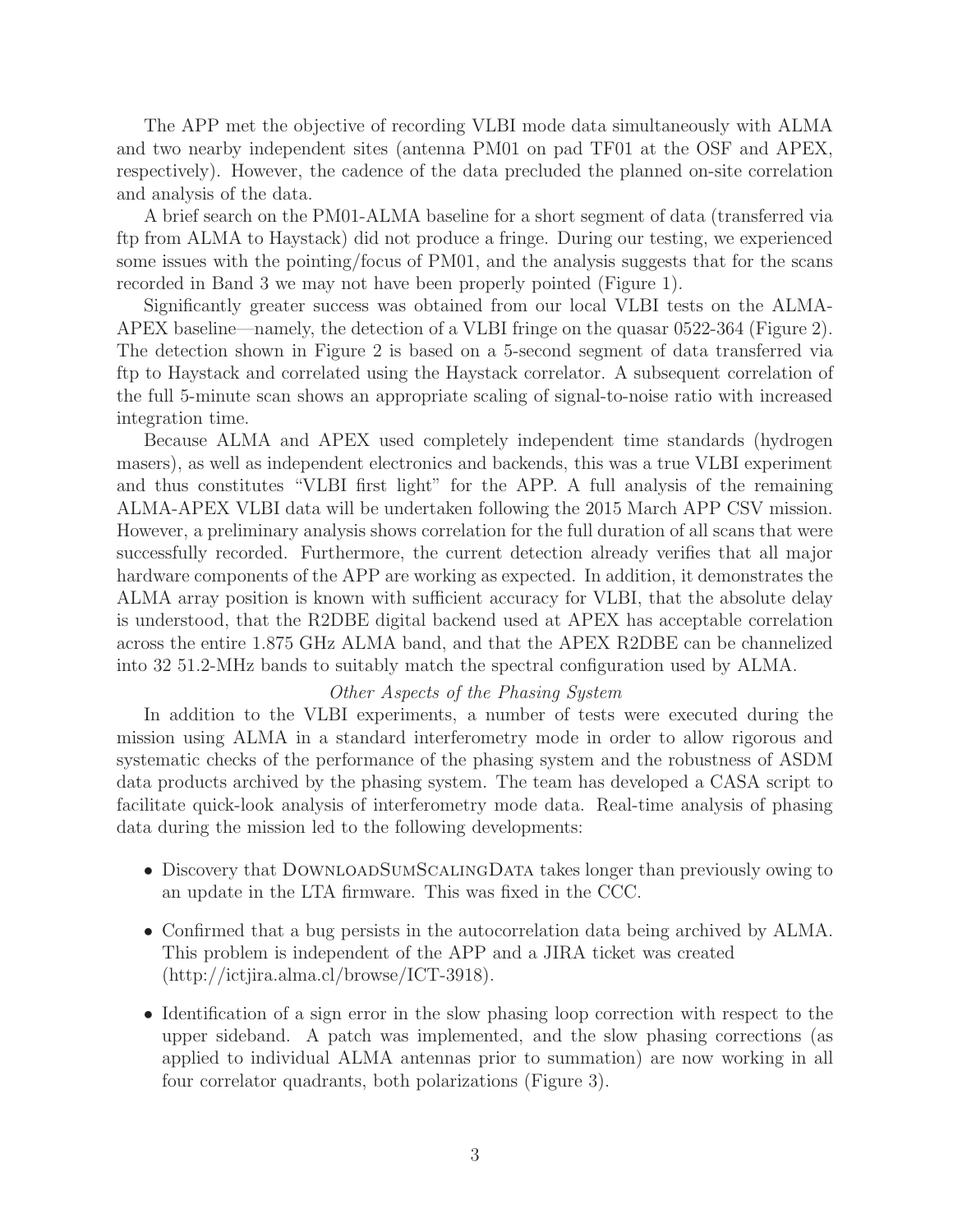The APP met the objective of recording VLBI mode data simultaneously with ALMA and two nearby independent sites (antenna PM01 on pad TF01 at the OSF and APEX, respectively). However, the cadence of the data precluded the planned on-site correlation and analysis of the data.

A brief search on the PM01-ALMA baseline for a short segment of data (transferred via ftp from ALMA to Haystack) did not produce a fringe. During our testing, we experienced some issues with the pointing/focus of PM01, and the analysis suggests that for the scans recorded in Band 3 we may not have been properly pointed (Figure 1).

Significantly greater success was obtained from our local VLBI tests on the ALMA-APEX baseline—namely, the detection of a VLBI fringe on the quasar 0522-364 (Figure 2). The detection shown in Figure 2 is based on a 5-second segment of data transferred via ftp to Haystack and correlated using the Haystack correlator. A subsequent correlation of the full 5-minute scan shows an appropriate scaling of signal-to-noise ratio with increased integration time.

Because ALMA and APEX used completely independent time standards (hydrogen masers), as well as independent electronics and backends, this was a true VLBI experiment and thus constitutes "VLBI first light" for the APP. A full analysis of the remaining ALMA-APEX VLBI data will be undertaken following the 2015 March APP CSV mission. However, a preliminary analysis shows correlation for the full duration of all scans that were successfully recorded. Furthermore, the current detection already verifies that all major hardware components of the APP are working as expected. In addition, it demonstrates the ALMA array position is known with sufficient accuracy for VLBI, that the absolute delay is understood, that the R2DBE digital backend used at APEX has acceptable correlation across the entire 1.875 GHz ALMA band, and that the APEX R2DBE can be channelized into 32 51.2-MHz bands to suitably match the spectral configuration used by ALMA.

*Other Aspects of the Phasing System*

In addition to the VLBI experiments, a number of tests were executed during the mission using ALMA in a standard interferometry mode in order to allow rigorous and systematic checks of the performance of the phasing system and the robustness of ASDM data products archived by the phasing system. The team has developed a CASA script to facilitate quick-look analysis of interferometry mode data. Real-time analysis of phasing data during the mission led to the following developments:

- Discovery that DownloadSumScalingData takes longer than previously owing to an update in the LTA firmware. This was fixed in the CCC.
- Confirmed that a bug persists in the autocorrelation data being archived by ALMA. This problem is independent of the APP and a JIRA ticket was created (http://ictjira.alma.cl/browse/ICT-3918).
- Identification of a sign error in the slow phasing loop correction with respect to the upper sideband. A patch was implemented, and the slow phasing corrections (as applied to individual ALMA antennas prior to summation) are now working in all four correlator quadrants, both polarizations (Figure 3).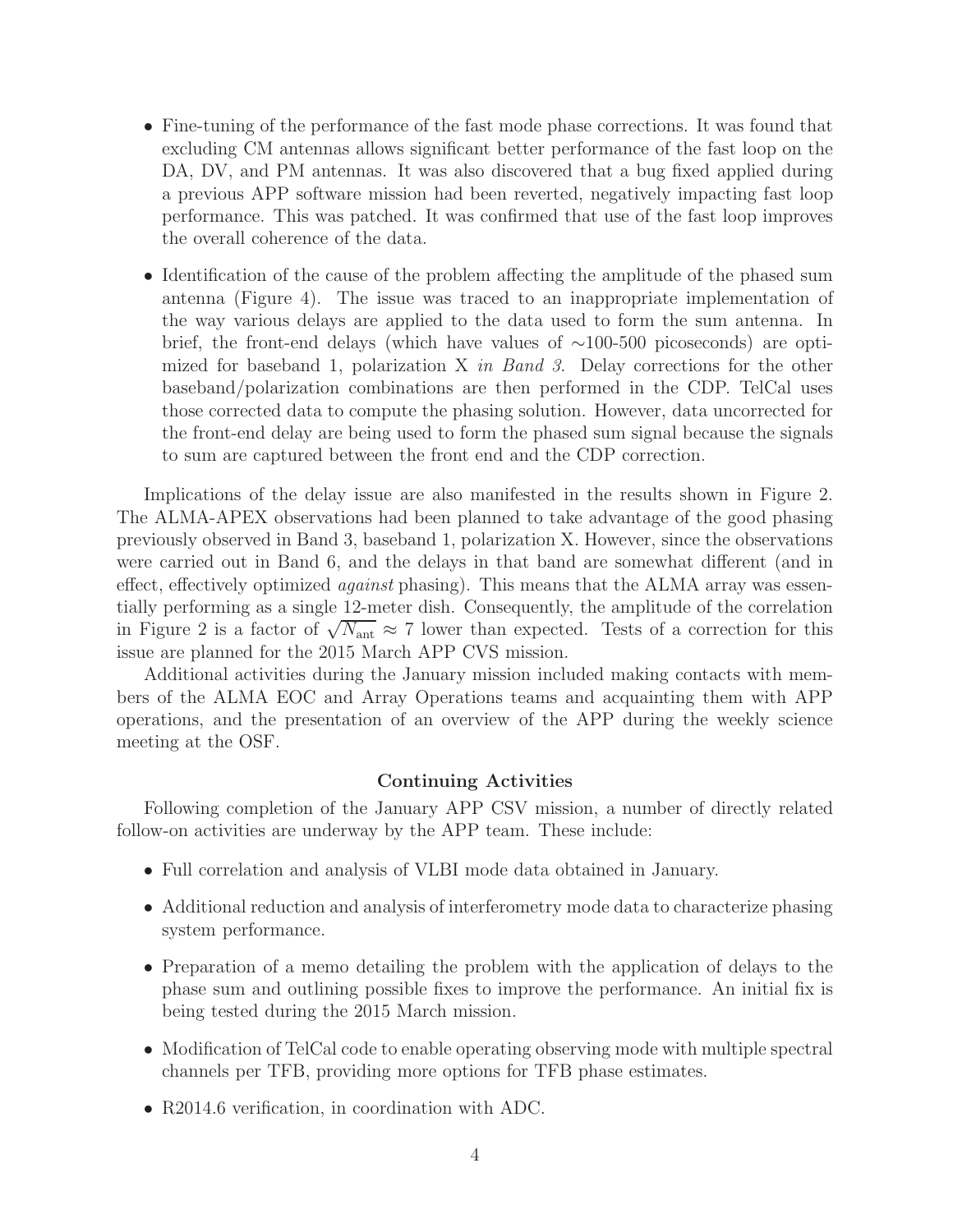- Fine-tuning of the performance of the fast mode phase corrections. It was found that excluding CM antennas allows significant better performance of the fast loop on the DA, DV, and PM antennas. It was also discovered that a bug fixed applied during a previous APP software mission had been reverted, negatively impacting fast loop performance. This was patched. It was confirmed that use of the fast loop improves the overall coherence of the data.
- Identification of the cause of the problem affecting the amplitude of the phased sum antenna (Figure 4). The issue was traced to an inappropriate implementation of the way various delays are applied to the data used to form the sum antenna. In brief, the front-end delays (which have values of ∼100-500 picoseconds) are optimized for baseband 1, polarization X *in Band 3*. Delay corrections for the other baseband/polarization combinations are then performed in the CDP. TelCal uses those corrected data to compute the phasing solution. However, data uncorrected for the front-end delay are being used to form the phased sum signal because the signals to sum are captured between the front end and the CDP correction.

Implications of the delay issue are also manifested in the results shown in Figure 2. The ALMA-APEX observations had been planned to take advantage of the good phasing previously observed in Band 3, baseband 1, polarization X. However, since the observations were carried out in Band 6, and the delays in that band are somewhat different (and in effect, effectively optimized *against* phasing). This means that the ALMA array was essentially performing as a single 12-meter dish. Consequently, the amplitude of the correlation in Figure 2 is a factor of $\sqrt{N_{\rm ant}} \approx 7$ lower than expected. Tests of a correction for this issue are planned for the 2015 March APP CVS mission.

Additional activities during the January mission included making contacts with members of the ALMA EOC and Array Operations teams and acquainting them with APP operations, and the presentation of an overview of the APP during the weekly science meeting at the OSF.

### Continuing Activities

Following completion of the January APP CSV mission, a number of directly related follow-on activities are underway by the APP team. These include:

- Full correlation and analysis of VLBI mode data obtained in January.
- Additional reduction and analysis of interferometry mode data to characterize phasing system performance.
- Preparation of a memo detailing the problem with the application of delays to the phase sum and outlining possible fixes to improve the performance. An initial fix is being tested during the 2015 March mission.
- Modification of TelCal code to enable operating observing mode with multiple spectral channels per TFB, providing more options for TFB phase estimates.
- R2014.6 verification, in coordination with ADC.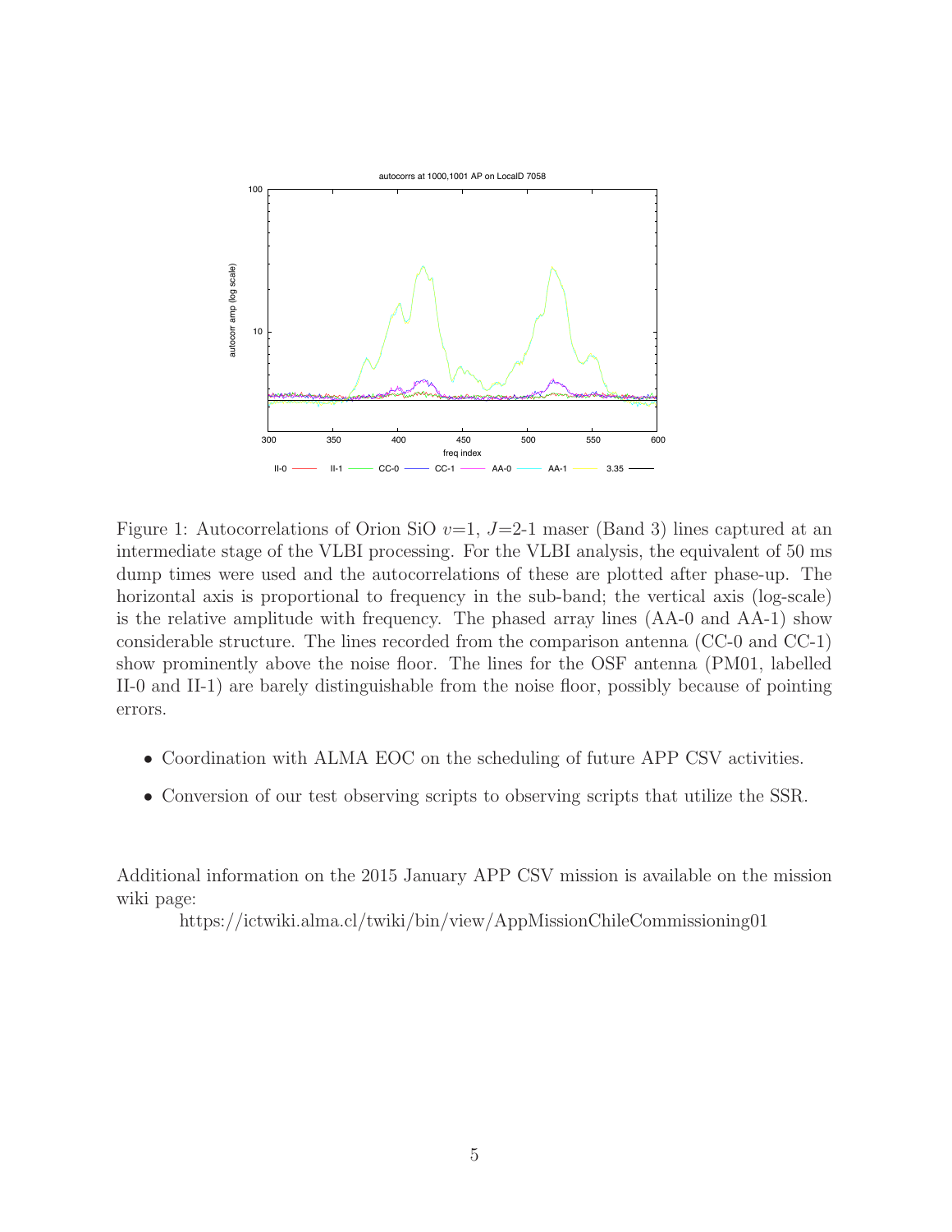Figure 1: Autocorrelations of Orion SiO $v$=1, $J$=2-1 maser (Band 3) lines captured at an intermediate stage of the VLBI processing. For the VLBI analysis, the equivalent of 50 ms dump times were used and the autocorrelations of these are plotted after phase-up. The horizontal axis is proportional to frequency in the sub-band; the vertical axis (log-scale) is the relative amplitude with frequency. The phased array lines (AA-0 and AA-1) show considerable structure. The lines recorded from the comparison antenna (CC-0 and CC-1) show prominently above the noise floor. The lines for the OSF antenna (PM01, labelled II-0 and II-1) are barely distinguishable from the noise floor, possibly because of pointing errors.

- Coordination with ALMA EOC on the scheduling of future APP CSV activities.
- Conversion of our test observing scripts to observing scripts that utilize the SSR.

Additional information on the 2015 January APP CSV mission is available on the mission wiki page:

https://ictwiki.alma.cl/twiki/bin/view/AppMissionChileCommissioning01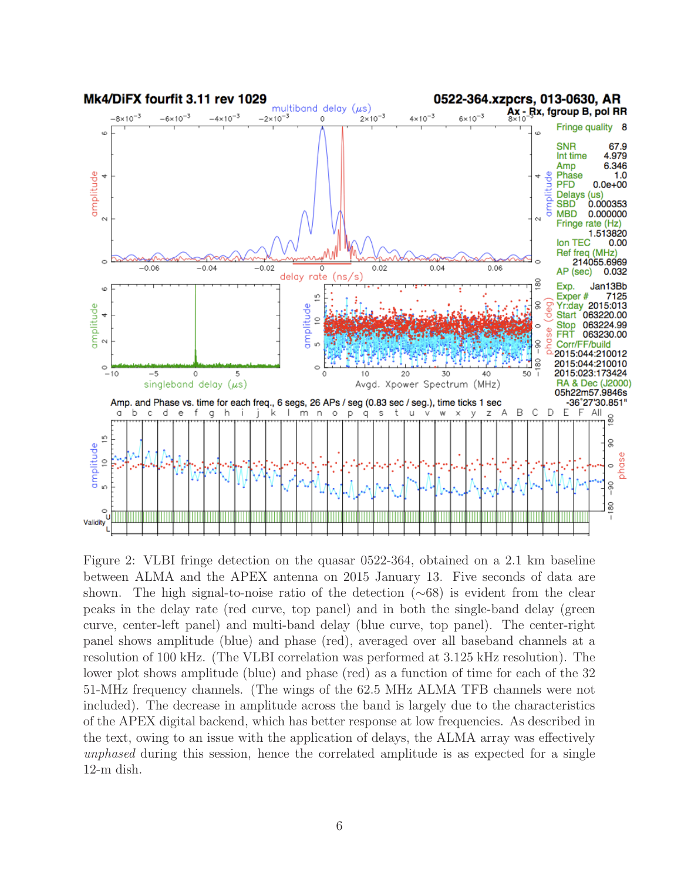Figure 2: VLBI fringe detection on the quasar 0522-364, obtained on a 2.1 km baseline between ALMA and the APEX antenna on 2015 January 13. Five seconds of data are shown. The high signal-to-noise ratio of the detection ($\sim$68) is evident from the clear peaks in the delay rate (red curve, top panel) and in both the single-band delay (green curve, center-left panel) and multi-band delay (blue curve, top panel). The center-right panel shows amplitude (blue) and phase (red), averaged over all baseband channels at a resolution of 100 kHz. (The VLBI correlation was performed at 3.125 kHz resolution). The lower plot shows amplitude (blue) and phase (red) as a function of time for each of the 32 51-MHz frequency channels. (The wings of the 62.5 MHz ALMA TFB channels were not included). The decrease in amplitude across the band is largely due to the characteristics of the APEX digital backend, which has better response at low frequencies. As described in the text, owing to an issue with the application of delays, the ALMA array was effectively *unphased* during this session, hence the correlated amplitude is as expected for a single 12-m dish.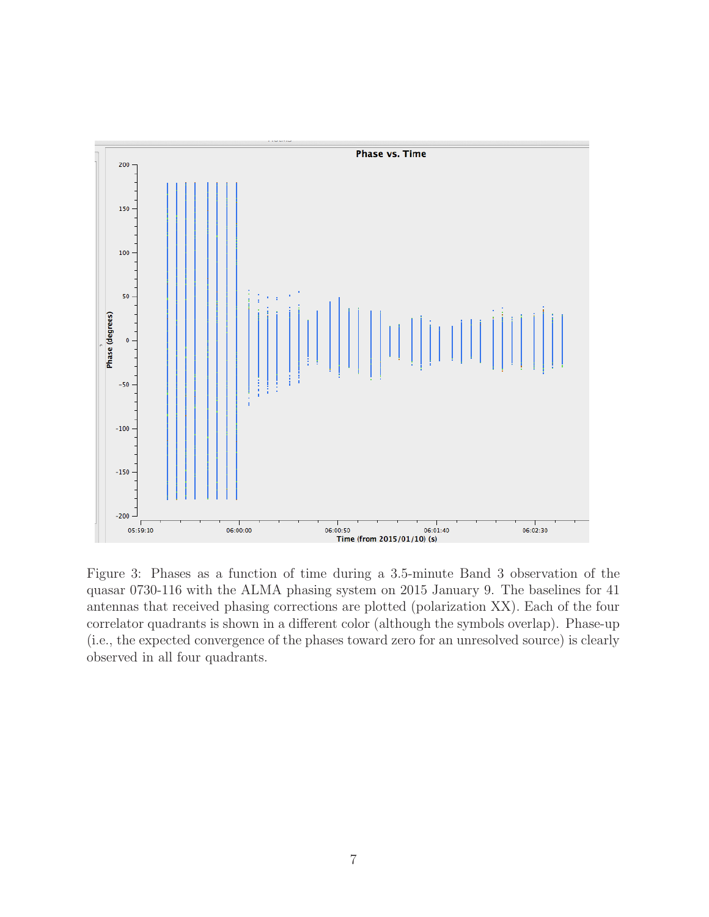Figure 3: Phases as a function of time during a 3.5-minute Band 3 observation of the quasar 0730-116 with the ALMA phasing system on 2015 January 9. The baselines for 41 antennas that received phasing corrections are plotted (polarization XX). Each of the four correlator quadrants is shown in a different color (although the symbols overlap). Phase-up (i.e., the expected convergence of the phases toward zero for an unresolved source) is clearly observed in all four quadrants.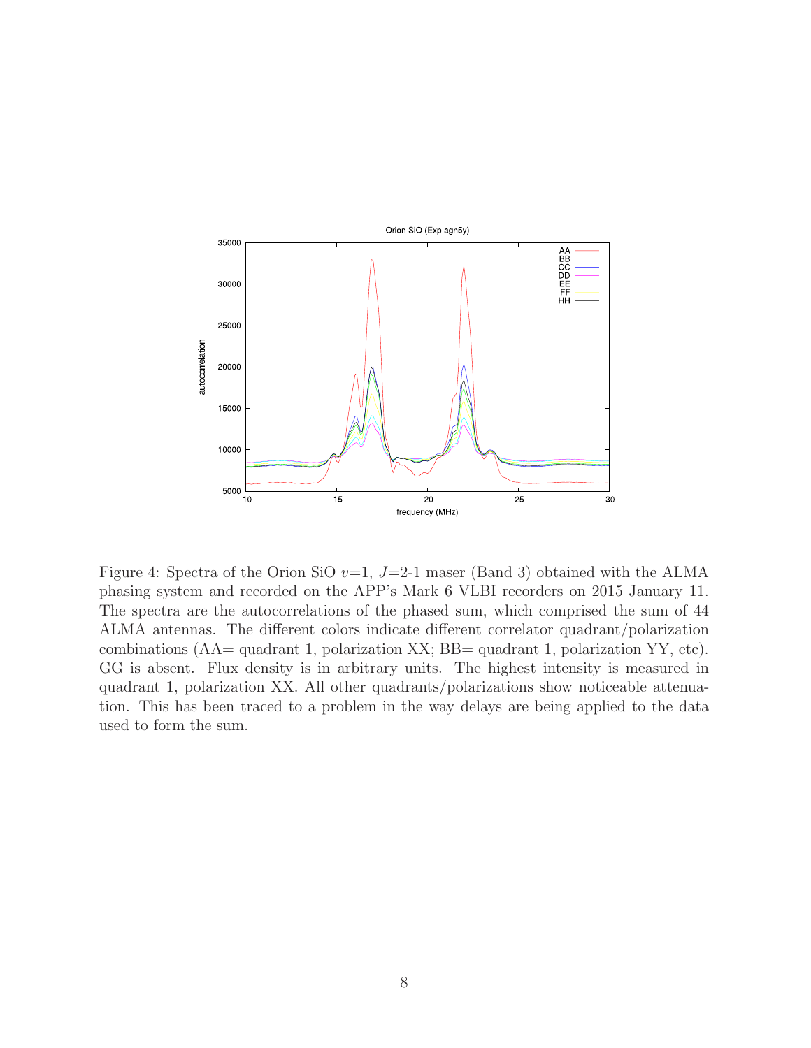Orion SiO (Exp agn5y)

35000
30000
25000
20000
15000
10000
5000

autocorrelation

10
15
20
25
30

frequency (MHz)

AA
BB
CC
DD
EE
FF
HH

Figure 4: Spectra of the Orion SiO $v$=1, $J$=2-1 maser (Band 3) obtained with the ALMA phasing system and recorded on the APP's Mark 6 VLBI recorders on 2015 January 11. The spectra are the autocorrelations of the phased sum, which comprised the sum of 44 ALMA antennas. The different colors indicate different correlator quadrant/polarization combinations (AA= quadrant 1, polarization XX; BB= quadrant 1, polarization YY, etc). GG is absent. Flux density is in arbitrary units. The highest intensity is measured in quadrant 1, polarization XX. All other quadrants/polarizations show noticeable attenuation. This has been traced to a problem in the way delays are being applied to the data used to form the sum.